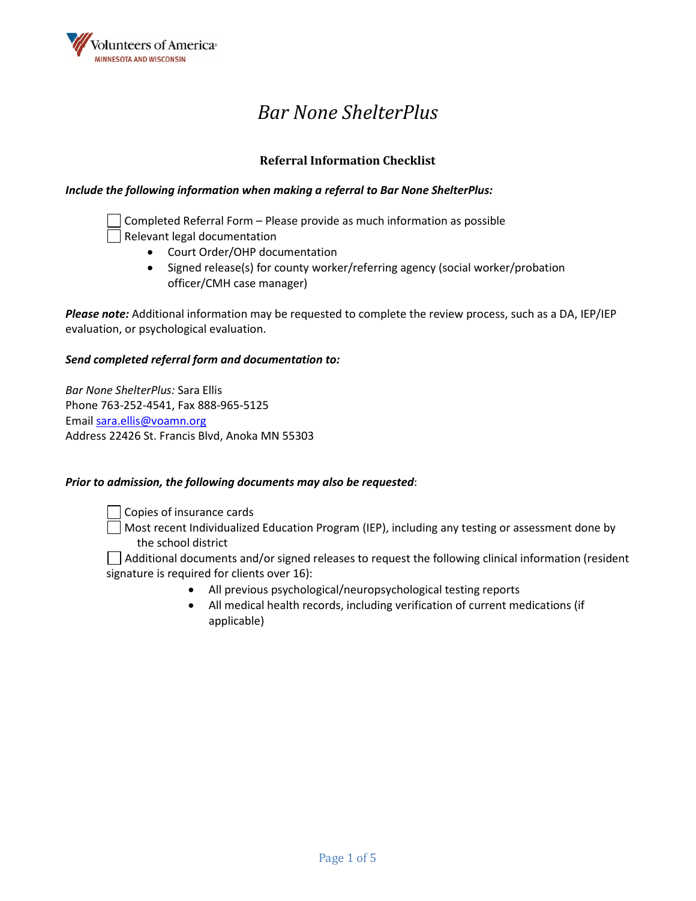Volunteers of America
MINNESOTA AND WISCONSIN

# *Bar None ShelterPlus*

## Referral Information Checklist

***Include the following information when making a referral to Bar None ShelterPlus:***

- ☐ Completed Referral Form – Please provide as much information as possible
- ☐ Relevant legal documentation
  - Court Order/OHP documentation
  - Signed release(s) for county worker/referring agency (social worker/probation officer/CMH case manager)

***Please note:*** Additional information may be requested to complete the review process, such as a DA, IEP/IEP evaluation, or psychological evaluation.

***Send completed referral form and documentation to:***

*Bar None ShelterPlus:* Sara Ellis
Phone 763-252-4541, Fax 888-965-5125
Email sara.ellis@voamn.org
Address 22426 St. Francis Blvd, Anoka MN 55303

***Prior to admission, the following documents may also be requested***:

- ☐ Copies of insurance cards
- ☐ Most recent Individualized Education Program (IEP), including any testing or assessment done by the school district
- ☐ Additional documents and/or signed releases to request the following clinical information (resident signature is required for clients over 16):
  - All previous psychological/neuropsychological testing reports
  - All medical health records, including verification of current medications (if applicable)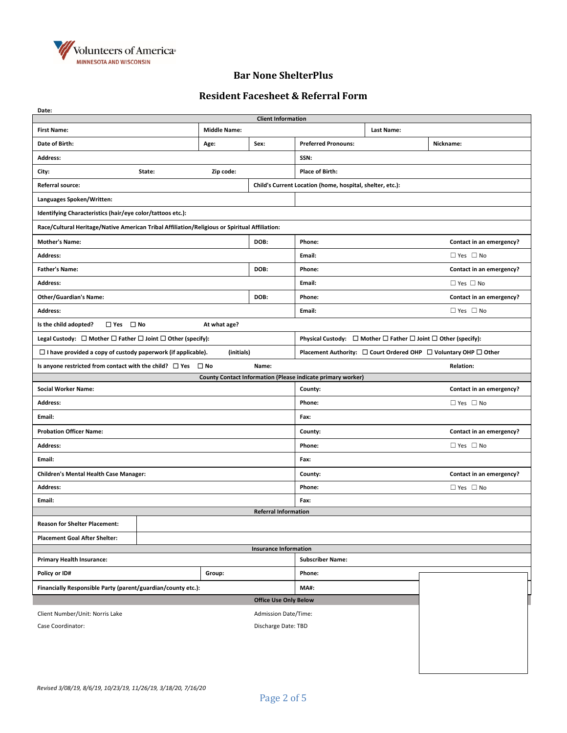Volunteers of America
MINNESOTA AND WISCONSIN

# Bar None ShelterPlus

## Resident Facesheet & Referral Form

**Date:**

| **Client Information** | | | | |
|---|---|---|---|---|
| **First Name:** | **Middle Name:** | | **Last Name:** | |
| **Date of Birth:** | **Age:** | **Sex:** | **Preferred Pronouns:** | **Nickname:** |
| **Address:** | | | **SSN:** | |
| **City:** **State:** **Zip code:** | | | **Place of Birth:** | |
| **Referral source:** | | **Child's Current Location (home, hospital, shelter, etc.):** | | |
| **Languages Spoken/Written:** | | | | |
| **Identifying Characteristics (hair/eye color/tattoos etc.):** | | | | |
| **Race/Cultural Heritage/Native American Tribal Affiliation/Religious or Spiritual Affiliation:** | | | | |
| **Mother's Name:** | | **DOB:** | **Phone:** | **Contact in an emergency?** |
| **Address:** | | | **Email:** | ☐ Yes ☐ No |
| **Father's Name:** | | **DOB:** | **Phone:** | **Contact in an emergency?** |
| **Address:** | | | **Email:** | ☐ Yes ☐ No |
| **Other/Guardian's Name:** | | **DOB:** | **Phone:** | **Contact in an emergency?** |
| **Address:** | | | **Email:** | ☐ Yes ☐ No |
| **Is the child adopted?** ☐ **Yes** ☐ **No** | **At what age?** | | | |
| **Legal Custody:** ☐ **Mother** ☐ **Father** ☐ **Joint** ☐ **Other (specify):** | | | **Physical Custody:** ☐ **Mother** ☐ **Father** ☐ **Joint** ☐ **Other (specify):** | |
| ☐ **I have provided a copy of custody paperwork (if applicable).** **(initials)** | | | **Placement Authority:** ☐ **Court Ordered OHP** ☐ **Voluntary OHP** ☐ **Other** | |
| **Is anyone restricted from contact with the child?** ☐ **Yes** ☐ **No** | | **Name:** | | **Relation:** |

| **County Contact Information (Please indicate primary worker)** | | |
|---|---|---|
| **Social Worker Name:** | **County:** | **Contact in an emergency?** |
| **Address:** | **Phone:** | ☐ Yes ☐ No |
| **Email:** | **Fax:** | |
| **Probation Officer Name:** | **County:** | **Contact in an emergency?** |
| **Address:** | **Phone:** | ☐ Yes ☐ No |
| **Email:** | **Fax:** | |
| **Children's Mental Health Case Manager:** | **County:** | **Contact in an emergency?** |
| **Address:** | **Phone:** | ☐ Yes ☐ No |
| **Email:** | **Fax:** | |

| **Referral Information** | |
|---|---|
| **Reason for Shelter Placement:** | |
| **Placement Goal After Shelter:** | |

| **Insurance Information** | | |
|---|---|---|
| **Primary Health Insurance:** | | **Subscriber Name:** |
| **Policy or ID#** | **Group:** | **Phone:** |
| **Financially Responsible Party (parent/guardian/county etc.):** | | **MA#:** |

**Office Use Only Below**

| | |
|---|---|
| Client Number/Unit: Norris Lake | Admission Date/Time: |
| Case Coordinator: | Discharge Date: TBD |

*Revised 3/08/19, 8/6/19, 10/23/19, 11/26/19, 3/18/20, 7/16/20*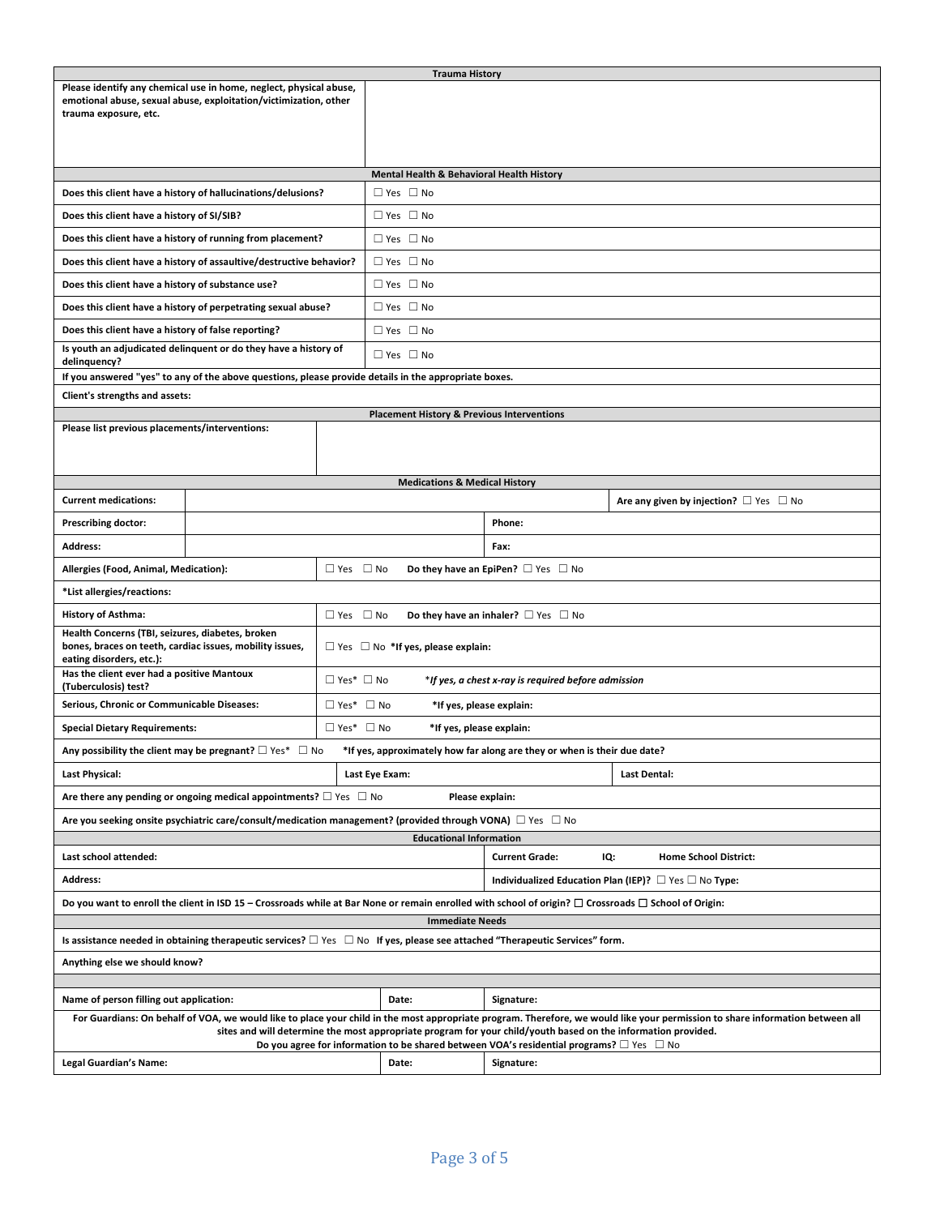## Trauma History

| Please identify any chemical use in home, neglect, physical abuse, emotional abuse, sexual abuse, exploitation/victimization, other trauma exposure, etc. | |
|---|---|

## Mental Health & Behavioral Health History

| Question | Response |
|---|---|
| Does this client have a history of hallucinations/delusions? | ☐ Yes ☐ No |
| Does this client have a history of SI/SIB? | ☐ Yes ☐ No |
| Does this client have a history of running from placement? | ☐ Yes ☐ No |
| Does this client have a history of assaultive/destructive behavior? | ☐ Yes ☐ No |
| Does this client have a history of substance use? | ☐ Yes ☐ No |
| Does this client have a history of perpetrating sexual abuse? | ☐ Yes ☐ No |
| Does this client have a history of false reporting? | ☐ Yes ☐ No |
| Is youth an adjudicated delinquent or do they have a history of delinquency? | ☐ Yes ☐ No |

**If you answered "yes" to any of the above questions, please provide details in the appropriate boxes.**

**Client's strengths and assets:**

## Placement History & Previous Interventions

| Please list previous placements/interventions: | |
|---|---|

## Medications & Medical History

| | | | |
|---|---|---|---|
| **Current medications:** | | | **Are any given by injection?** ☐ Yes ☐ No |
| **Prescribing doctor:** | | **Phone:** | |
| **Address:** | | **Fax:** | |
| **Allergies (Food, Animal, Medication):** | ☐ Yes ☐ No | **Do they have an EpiPen?** ☐ Yes ☐ No | |
| ***List allergies/reactions:** | | | |
| **History of Asthma:** | ☐ Yes ☐ No | **Do they have an inhaler?** ☐ Yes ☐ No | |
| **Health Concerns (TBI, seizures, diabetes, broken bones, braces on teeth, cardiac issues, mobility issues, eating disorders, etc.):** | ☐ Yes ☐ No ***If yes, please explain:** | | |
| **Has the client ever had a positive Mantoux (Tuberculosis) test?** | ☐ Yes* ☐ No | *\*If yes, a chest x-ray is required before admission* | |
| **Serious, Chronic or Communicable Diseases:** | ☐ Yes* ☐ No | ***If yes, please explain:** | |
| **Special Dietary Requirements:** | ☐ Yes* ☐ No | ***If yes, please explain:** | |

**Any possibility the client may be pregnant?** ☐ Yes* ☐ No **\*If yes, approximately how far along are they or when is their due date?**

| **Last Physical:** | **Last Eye Exam:** | **Last Dental:** |
|---|---|---|

**Are there any pending or ongoing medical appointments?** ☐ Yes ☐ No **Please explain:**

**Are you seeking onsite psychiatric care/consult/medication management? (provided through VONA)** ☐ Yes ☐ No

## Educational Information

| | |
|---|---|
| **Last school attended:** | **Current Grade:** **IQ:** **Home School District:** |
| **Address:** | **Individualized Education Plan (IEP)?** ☐ Yes ☐ No **Type:** |

**Do you want to enroll the client in ISD 15 – Crossroads while at Bar None or remain enrolled with school of origin?** ☐ **Crossroads** ☐ **School of Origin:**

## Immediate Needs

**Is assistance needed in obtaining therapeutic services?** ☐ Yes ☐ No **If yes, please see attached "Therapeutic Services" form.**

**Anything else we should know?**

| **Name of person filling out application:** | **Date:** | **Signature:** |
|---|---|---|

**For Guardians: On behalf of VOA, we would like to place your child in the most appropriate program. Therefore, we would like your permission to share information between all sites and will determine the most appropriate program for your child/youth based on the information provided.**
**Do you agree for information to be shared between VOA's residential programs?** ☐ Yes ☐ No

| **Legal Guardian's Name:** | **Date:** | **Signature:** |
|---|---|---|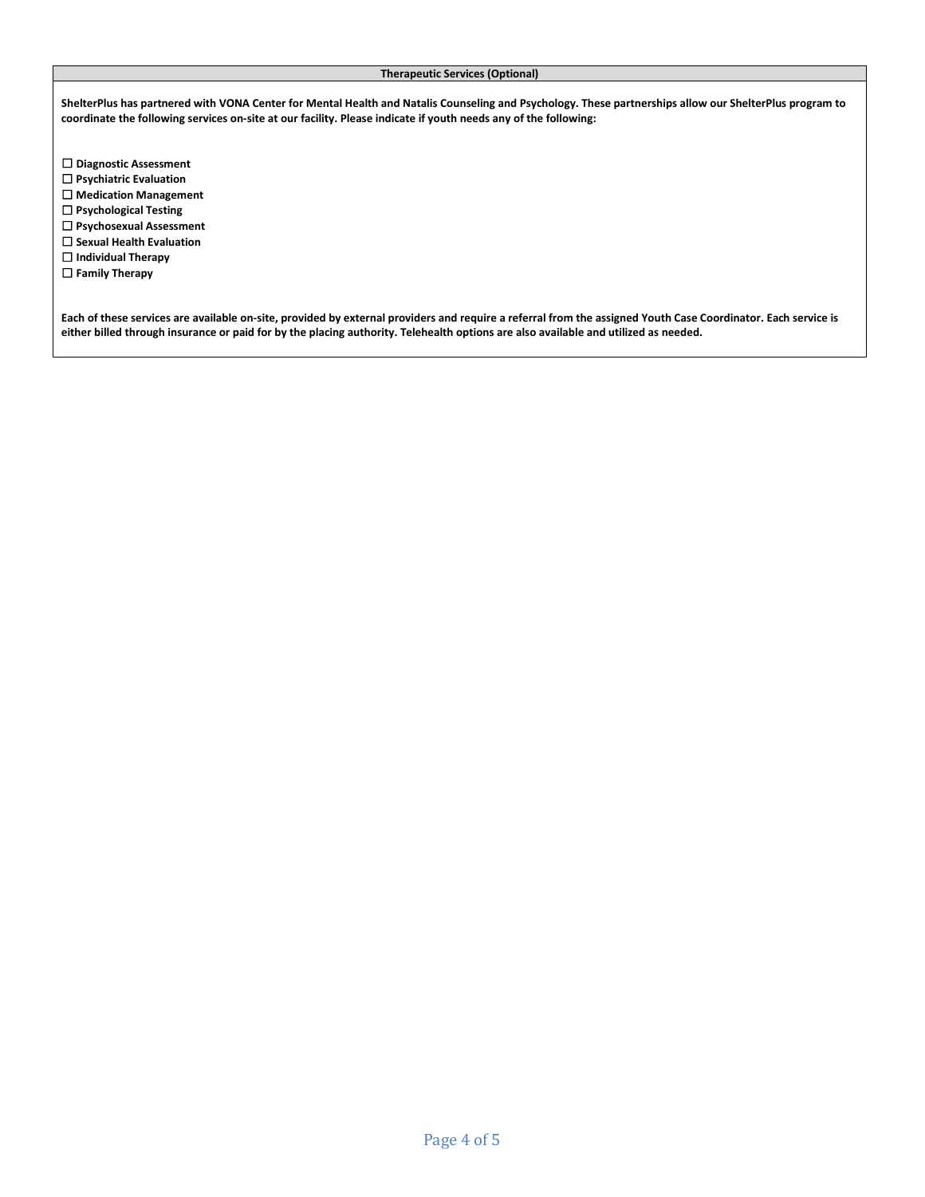## Therapeutic Services (Optional)

**ShelterPlus has partnered with VONA Center for Mental Health and Natalis Counseling and Psychology. These partnerships allow our ShelterPlus program to coordinate the following services on-site at our facility. Please indicate if youth needs any of the following:**

- ☐ **Diagnostic Assessment**
- ☐ **Psychiatric Evaluation**
- ☐ **Medication Management**
- ☐ **Psychological Testing**
- ☐ **Psychosexual Assessment**
- ☐ **Sexual Health Evaluation**
- ☐ **Individual Therapy**
- ☐ **Family Therapy**

**Each of these services are available on-site, provided by external providers and require a referral from the assigned Youth Case Coordinator. Each service is either billed through insurance or paid for by the placing authority. Telehealth options are also available and utilized as needed.**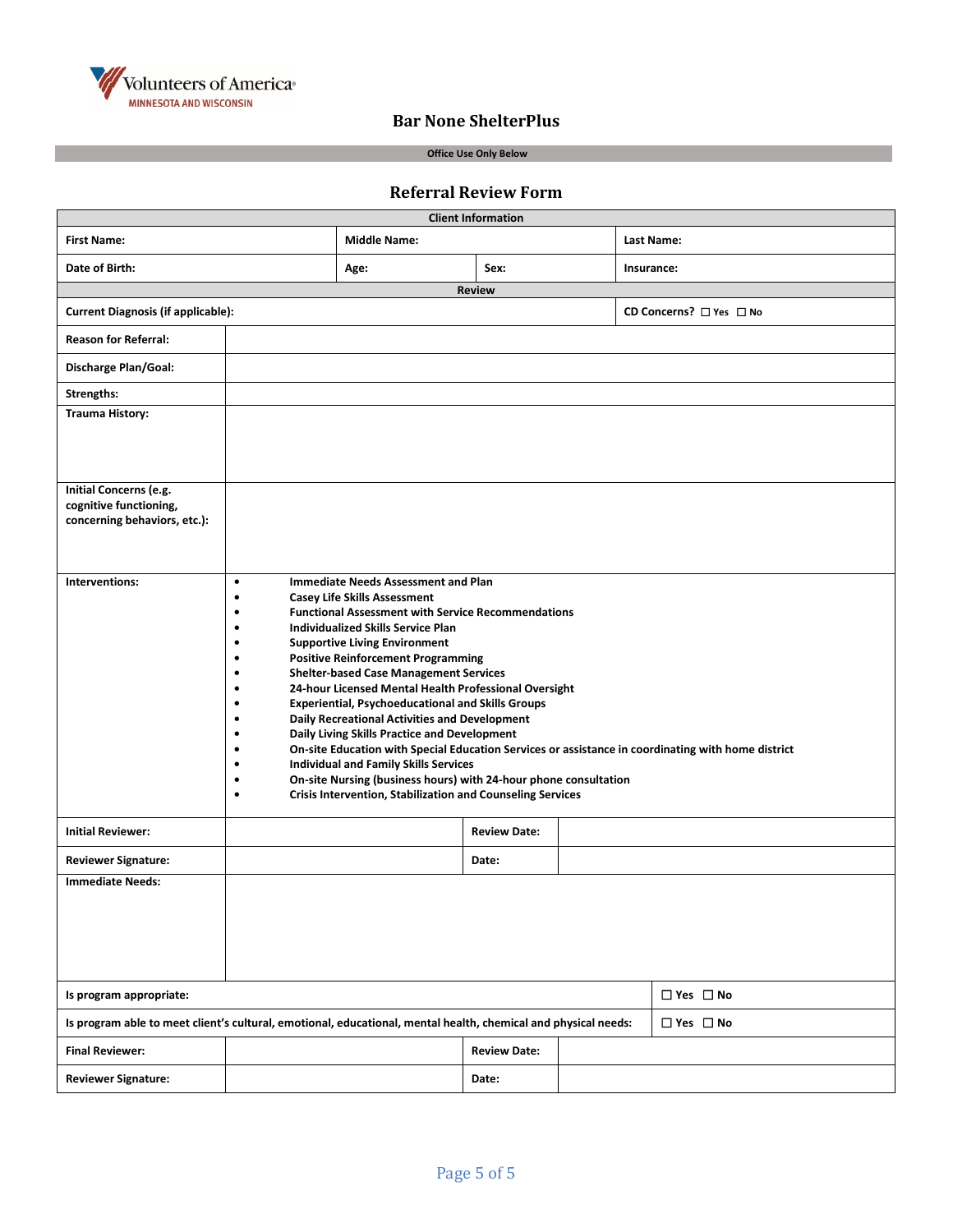Volunteers of America
MINNESOTA AND WISCONSIN

## Bar None ShelterPlus

**Office Use Only Below**

## Referral Review Form

| | | | | | |
|---|---|---|---|---|---|
| **Client Information** | | | | | |
| **First Name:** | | **Middle Name:** | | **Last Name:** | |
| **Date of Birth:** | | **Age:** | **Sex:** | **Insurance:** | |
| **Review** | | | | | |
| **Current Diagnosis (if applicable):** | | | | **CD Concerns?** ☐ Yes ☐ No | |
| **Reason for Referral:** | | | | | |
| **Discharge Plan/Goal:** | | | | | |
| **Strengths:** | | | | | |
| **Trauma History:** | | | | | |
| **Initial Concerns (e.g. cognitive functioning, concerning behaviors, etc.):** | | | | | |
| **Interventions:** | • Immediate Needs Assessment and Plan<br>• Casey Life Skills Assessment<br>• Functional Assessment with Service Recommendations<br>• Individualized Skills Service Plan<br>• Supportive Living Environment<br>• Positive Reinforcement Programming<br>• Shelter-based Case Management Services<br>• 24-hour Licensed Mental Health Professional Oversight<br>• Experiential, Psychoeducational and Skills Groups<br>• Daily Recreational Activities and Development<br>• Daily Living Skills Practice and Development<br>• On-site Education with Special Education Services or assistance in coordinating with home district<br>• Individual and Family Skills Services<br>• On-site Nursing (business hours) with 24-hour phone consultation<br>• Crisis Intervention, Stabilization and Counseling Services | | | | |
| **Initial Reviewer:** | | | **Review Date:** | | |
| **Reviewer Signature:** | | | **Date:** | | |
| **Immediate Needs:** | | | | | |
| **Is program appropriate:** | | | | | ☐ Yes ☐ No |
| **Is program able to meet client's cultural, emotional, educational, mental health, chemical and physical needs:** | | | | | ☐ Yes ☐ No |
| **Final Reviewer:** | | | **Review Date:** | | |
| **Reviewer Signature:** | | | **Date:** | | |